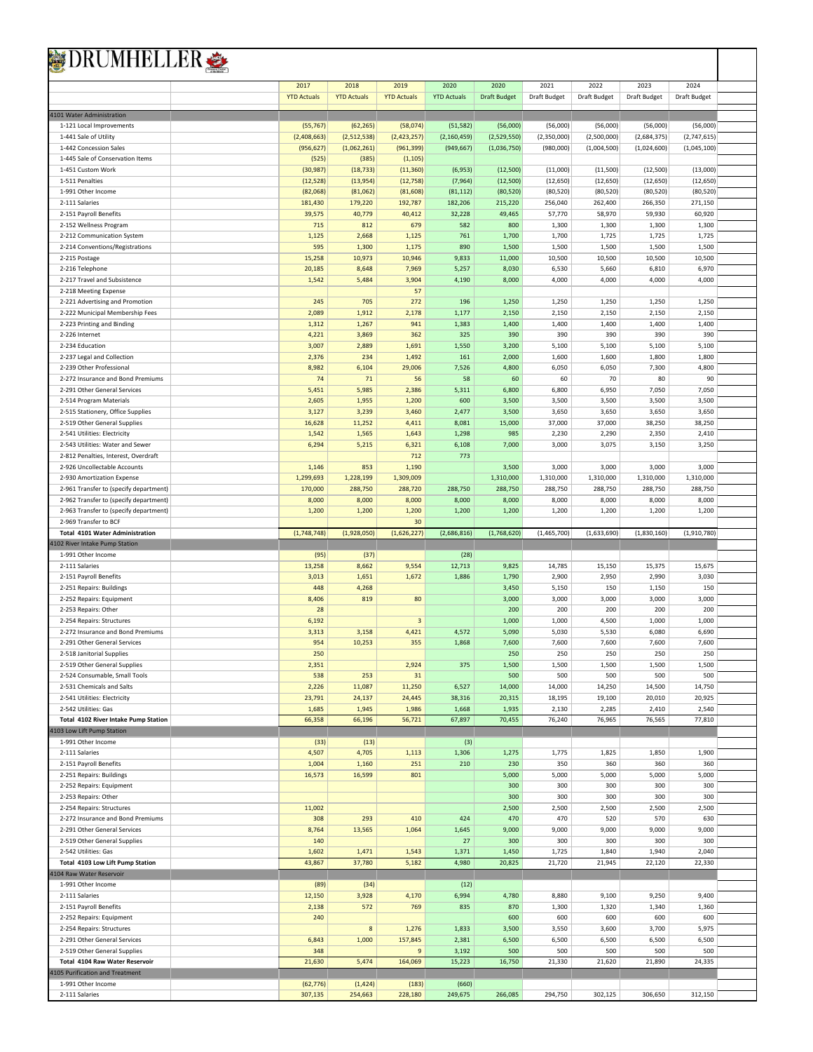# DRUMHELLER

| | 2017 | 2018 | 2019 | 2020 | 2020 | 2021 | 2022 | 2023 | 2024 |
|---|---|---|---|---|---|---|---|---|---|
| | YTD Actuals | YTD Actuals | YTD Actuals | YTD Actuals | Draft Budget | Draft Budget | Draft Budget | Draft Budget | Draft Budget |
| **4101 Water Administration** | | | | | | | | | |
| 1-121 Local Improvements | (55,767) | (62,265) | (58,074) | (51,582) | (56,000) | (56,000) | (56,000) | (56,000) | (56,000) |
| 1-441 Sale of Utility | (2,408,663) | (2,512,538) | (2,423,257) | (2,160,459) | (2,529,550) | (2,350,000) | (2,500,000) | (2,684,375) | (2,747,615) |
| 1-442 Concession Sales | (956,627) | (1,062,261) | (961,399) | (949,667) | (1,036,750) | (980,000) | (1,004,500) | (1,024,600) | (1,045,100) |
| 1-445 Sale of Conservation Items | (525) | (385) | (1,105) | | | | | | |
| 1-451 Custom Work | (30,987) | (18,733) | (11,360) | (6,953) | (12,500) | (11,000) | (11,500) | (12,500) | (13,000) |
| 1-511 Penalties | (12,528) | (13,954) | (12,758) | (7,964) | (12,500) | (12,650) | (12,650) | (12,650) | (12,650) |
| 1-991 Other Income | (82,068) | (81,062) | (81,608) | (81,112) | (80,520) | (80,520) | (80,520) | (80,520) | (80,520) |
| 2-111 Salaries | 181,430 | 179,220 | 192,787 | 182,206 | 215,220 | 256,040 | 262,400 | 266,350 | 271,150 |
| 2-151 Payroll Benefits | 39,575 | 40,779 | 40,412 | 32,228 | 49,465 | 57,770 | 58,970 | 59,930 | 60,920 |
| 2-152 Wellness Program | 715 | 812 | 679 | 582 | 800 | 1,300 | 1,300 | 1,300 | 1,300 |
| 2-212 Communication System | 1,125 | 2,668 | 1,125 | 761 | 1,700 | 1,700 | 1,725 | 1,725 | 1,725 |
| 2-214 Conventions/Registrations | 595 | 1,300 | 1,175 | 890 | 1,500 | 1,500 | 1,500 | 1,500 | 1,500 |
| 2-215 Postage | 15,258 | 10,973 | 10,946 | 9,833 | 11,000 | 10,500 | 10,500 | 10,500 | 10,500 |
| 2-216 Telephone | 20,185 | 8,648 | 7,969 | 5,257 | 8,030 | 6,530 | 5,660 | 6,810 | 6,970 |
| 2-217 Travel and Subsistence | 1,542 | 5,484 | 3,904 | 4,190 | 8,000 | 4,000 | 4,000 | 4,000 | 4,000 |
| 2-218 Meeting Expense | | | 57 | | | | | | |
| 2-221 Advertising and Promotion | 245 | 705 | 272 | 196 | 1,250 | 1,250 | 1,250 | 1,250 | 1,250 |
| 2-222 Municipal Membership Fees | 2,089 | 1,912 | 2,178 | 1,177 | 2,150 | 2,150 | 2,150 | 2,150 | 2,150 |
| 2-223 Printing and Binding | 1,312 | 1,267 | 941 | 1,383 | 1,400 | 1,400 | 1,400 | 1,400 | 1,400 |
| 2-226 Internet | 4,221 | 3,869 | 362 | 325 | 390 | 390 | 390 | 390 | 390 |
| 2-234 Education | 3,007 | 2,889 | 1,691 | 1,550 | 3,200 | 5,100 | 5,100 | 5,100 | 5,100 |
| 2-237 Legal and Collection | 2,376 | 234 | 1,492 | 161 | 2,000 | 1,600 | 1,600 | 1,800 | 1,800 |
| 2-239 Other Professional | 8,982 | 6,104 | 29,006 | 7,526 | 4,800 | 6,050 | 6,050 | 7,300 | 4,800 |
| 2-272 Insurance and Bond Premiums | 74 | 71 | 56 | 58 | 60 | 60 | 70 | 80 | 90 |
| 2-291 Other General Services | 5,451 | 5,985 | 2,386 | 5,311 | 6,800 | 6,800 | 6,950 | 7,050 | 7,050 |
| 2-514 Program Materials | 2,605 | 1,955 | 1,200 | 600 | 3,500 | 3,500 | 3,500 | 3,500 | 3,500 |
| 2-515 Stationery, Office Supplies | 3,127 | 3,239 | 3,460 | 2,477 | 3,500 | 3,650 | 3,650 | 3,650 | 3,650 |
| 2-519 Other General Supplies | 16,628 | 11,252 | 4,411 | 8,081 | 15,000 | 37,000 | 37,000 | 38,250 | 38,250 |
| 2-541 Utilities: Electricity | 1,542 | 1,565 | 1,643 | 1,298 | 985 | 2,230 | 2,290 | 2,350 | 2,410 |
| 2-543 Utilities: Water and Sewer | 6,294 | 5,215 | 6,321 | 6,108 | 7,000 | 3,000 | 3,075 | 3,150 | 3,250 |
| 2-812 Penalties, Interest, Overdraft | | | 712 | 773 | | | | | |
| 2-926 Uncollectable Accounts | 1,146 | 853 | 1,190 | | 3,500 | 3,000 | 3,000 | 3,000 | 3,000 |
| 2-930 Amortization Expense | 1,299,693 | 1,228,199 | 1,309,009 | | 1,310,000 | 1,310,000 | 1,310,000 | 1,310,000 | 1,310,000 |
| 2-961 Transfer to (specify department) | 170,000 | 288,750 | 288,720 | 288,750 | 288,750 | 288,750 | 288,750 | 288,750 | 288,750 |
| 2-962 Transfer to (specify department) | 8,000 | 8,000 | 8,000 | 8,000 | 8,000 | 8,000 | 8,000 | 8,000 | 8,000 |
| 2-963 Transfer to (specify department) | 1,200 | 1,200 | 1,200 | 1,200 | 1,200 | 1,200 | 1,200 | 1,200 | 1,200 |
| 2-969 Transfer to BCF | | | 30 | | | | | | |
| **Total 4101 Water Administration** | **(1,748,748)** | **(1,928,050)** | **(1,626,227)** | **(2,686,816)** | **(1,768,620)** | **(1,465,700)** | **(1,633,690)** | **(1,830,160)** | **(1,910,780)** |
| **4102 River Intake Pump Station** | | | | | | | | | |
| 1-991 Other Income | (95) | (37) | | (28) | | | | | |
| 2-111 Salaries | 13,258 | 8,662 | 9,554 | 12,713 | 9,825 | 14,785 | 15,150 | 15,375 | 15,675 |
| 2-151 Payroll Benefits | 3,013 | 1,651 | 1,672 | 1,886 | 1,790 | 2,900 | 2,950 | 2,990 | 3,030 |
| 2-251 Repairs: Buildings | 448 | 4,268 | | | 3,450 | 5,150 | 150 | 1,150 | 150 |
| 2-252 Repairs: Equipment | 8,406 | 819 | 80 | | 3,000 | 3,000 | 3,000 | 3,000 | 3,000 |
| 2-253 Repairs: Other | 28 | | | | 200 | 200 | 200 | 200 | 200 |
| 2-254 Repairs: Structures | 6,192 | | 3 | | 1,000 | 1,000 | 4,500 | 1,000 | 1,000 |
| 2-272 Insurance and Bond Premiums | 3,313 | 3,158 | 4,421 | 4,572 | 5,090 | 5,030 | 5,530 | 6,080 | 6,690 |
| 2-291 Other General Services | 954 | 10,253 | 355 | 1,868 | 7,600 | 7,600 | 7,600 | 7,600 | 7,600 |
| 2-518 Janitorial Supplies | 250 | | | | 250 | 250 | 250 | 250 | 250 |
| 2-519 Other General Supplies | 2,351 | | 2,924 | 375 | 1,500 | 1,500 | 1,500 | 1,500 | 1,500 |
| 2-524 Consumable, Small Tools | 538 | 253 | 31 | | 500 | 500 | 500 | 500 | 500 |
| 2-531 Chemicals and Salts | 2,226 | 11,087 | 11,250 | 6,527 | 14,000 | 14,000 | 14,250 | 14,500 | 14,750 |
| 2-541 Utilities: Electricity | 23,791 | 24,137 | 24,445 | 38,316 | 20,315 | 18,195 | 19,100 | 20,010 | 20,925 |
| 2-542 Utilities: Gas | 1,685 | 1,945 | 1,986 | 1,668 | 1,935 | 2,130 | 2,285 | 2,410 | 2,540 |
| **Total 4102 River Intake Pump Station** | **66,358** | **66,196** | **56,721** | **67,897** | **70,455** | **76,240** | **76,965** | **76,565** | **77,810** |
| **4103 Low Lift Pump Station** | | | | | | | | | |
| 1-991 Other Income | (33) | (13) | | (3) | | | | | |
| 2-111 Salaries | 4,507 | 4,705 | 1,113 | 1,306 | 1,275 | 1,775 | 1,825 | 1,850 | 1,900 |
| 2-151 Payroll Benefits | 1,004 | 1,160 | 251 | 210 | 230 | 350 | 360 | 360 | 360 |
| 2-251 Repairs: Buildings | 16,573 | 16,599 | 801 | | 5,000 | 5,000 | 5,000 | 5,000 | 5,000 |
| 2-252 Repairs: Equipment | | | | | 300 | 300 | 300 | 300 | 300 |
| 2-253 Repairs: Other | | | | | 300 | 300 | 300 | 300 | 300 |
| 2-254 Repairs: Structures | 11,002 | | | | 2,500 | 2,500 | 2,500 | 2,500 | 2,500 |
| 2-272 Insurance and Bond Premiums | 308 | 293 | 410 | 424 | 470 | 470 | 520 | 570 | 630 |
| 2-291 Other General Services | 8,764 | 13,565 | 1,064 | 1,645 | 9,000 | 9,000 | 9,000 | 9,000 | 9,000 |
| 2-519 Other General Supplies | 140 | | | 27 | 300 | 300 | 300 | 300 | 300 |
| 2-542 Utilities: Gas | 1,602 | 1,471 | 1,543 | 1,371 | 1,450 | 1,725 | 1,840 | 1,940 | 2,040 |
| **Total 4103 Low Lift Pump Station** | **43,867** | **37,780** | **5,182** | **4,980** | **20,825** | **21,720** | **21,945** | **22,120** | **22,330** |
| **4104 Raw Water Reservoir** | | | | | | | | | |
| 1-991 Other Income | (89) | (34) | | (12) | | | | | |
| 2-111 Salaries | 12,150 | 3,928 | 4,170 | 6,994 | 4,780 | 8,880 | 9,100 | 9,250 | 9,400 |
| 2-151 Payroll Benefits | 2,138 | 572 | 769 | 835 | 870 | 1,300 | 1,320 | 1,340 | 1,360 |
| 2-252 Repairs: Equipment | 240 | | | | 600 | 600 | 600 | 600 | 600 |
| 2-254 Repairs: Structures | | 8 | 1,276 | 1,833 | 3,500 | 3,550 | 3,600 | 3,700 | 5,975 |
| 2-291 Other General Services | 6,843 | 1,000 | 157,845 | 2,381 | 6,500 | 6,500 | 6,500 | 6,500 | 6,500 |
| 2-519 Other General Supplies | 348 | | 9 | 3,192 | 500 | 500 | 500 | 500 | 500 |
| **Total 4104 Raw Water Reservoir** | **21,630** | **5,474** | **164,069** | **15,223** | **16,750** | **21,330** | **21,620** | **21,890** | **24,335** |
| **4105 Purification and Treatment** | | | | | | | | | |
| 1-991 Other Income | (62,776) | (1,424) | (183) | (660) | | | | | |
| 2-111 Salaries | 307,135 | 254,663 | 228,180 | 249,675 | 266,085 | 294,750 | 302,125 | 306,650 | 312,150 |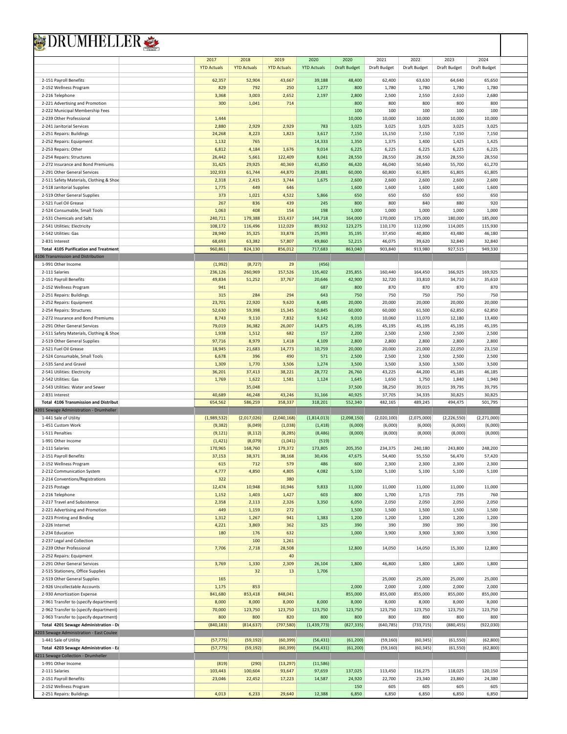# DRUMHELLER

| | 2017 | 2018 | 2019 | 2020 | 2020 | 2021 | 2022 | 2023 | 2024 |
|---|---|---|---|---|---|---|---|---|---|
| | YTD Actuals | YTD Actuals | YTD Actuals | YTD Actuals | Draft Budget | Draft Budget | Draft Budget | Draft Budget | Draft Budget |
| 2-151 Payroll Benefits | 62,357 | 52,904 | 43,667 | 39,188 | 48,400 | 62,400 | 63,630 | 64,640 | 65,650 |
| 2-152 Wellness Program | 829 | 792 | 250 | 1,277 | 800 | 1,780 | 1,780 | 1,780 | 1,780 |
| 2-216 Telephone | 3,368 | 3,003 | 2,652 | 2,197 | 2,800 | 2,500 | 2,550 | 2,610 | 2,680 |
| 2-221 Advertising and Promotion | 300 | 1,041 | 714 | | 800 | 800 | 800 | 800 | 800 |
| 2-222 Municipal Membership Fees | | | | | 100 | 100 | 100 | 100 | 100 |
| 2-239 Other Professional | 1,444 | | | | 10,000 | 10,000 | 10,000 | 10,000 | 10,000 |
| 2-241 Janitorial Services | 2,880 | 2,929 | 2,929 | 783 | 3,025 | 3,025 | 3,025 | 3,025 | 3,025 |
| 2-251 Repairs: Buildings | 24,268 | 8,223 | 1,823 | 3,617 | 7,150 | 15,150 | 7,150 | 7,150 | 7,150 |
| 2-252 Repairs: Equipment | 1,132 | 765 | | 14,333 | 1,350 | 1,375 | 1,400 | 1,425 | 1,425 |
| 2-253 Repairs: Other | 6,812 | 4,184 | 1,676 | 9,014 | 6,225 | 6,225 | 6,225 | 6,225 | 6,225 |
| 2-254 Repairs: Structures | 26,442 | 5,661 | 122,409 | 8,041 | 28,550 | 28,550 | 28,550 | 28,550 | 28,550 |
| 2-272 Insurance and Bond Premiums | 31,425 | 29,925 | 40,369 | 41,850 | 46,420 | 46,040 | 50,640 | 55,700 | 61,270 |
| 2-291 Other General Services | 102,933 | 61,744 | 44,870 | 29,881 | 60,000 | 60,800 | 61,805 | 61,805 | 61,805 |
| 2-511 Safety Materials, Clothing & Shoe | 2,318 | 2,415 | 3,744 | 1,675 | 2,600 | 2,600 | 2,600 | 2,600 | 2,600 |
| 2-518 Janitorial Supplies | 1,775 | 449 | 646 | | 1,600 | 1,600 | 1,600 | 1,600 | 1,600 |
| 2-519 Other General Supplies | 373 | 1,021 | 4,522 | 5,866 | 650 | 650 | 650 | 650 | 650 |
| 2-521 Fuel Oil Grease | 267 | 836 | 439 | 245 | 800 | 800 | 840 | 880 | 920 |
| 2-524 Consumable, Small Tools | 1,063 | 408 | 154 | 198 | 1,000 | 1,000 | 1,000 | 1,000 | 1,000 |
| 2-531 Chemicals and Salts | 240,711 | 179,388 | 153,437 | 144,718 | 164,000 | 170,000 | 175,000 | 180,000 | 185,000 |
| 2-541 Utilities: Electricity | 108,172 | 116,496 | 112,029 | 89,932 | 123,275 | 110,170 | 112,090 | 114,005 | 115,930 |
| 2-542 Utilities: Gas | 28,940 | 35,325 | 33,878 | 25,993 | 35,195 | 37,450 | 40,800 | 43,480 | 46,180 |
| 2-831 Interest | 68,693 | 63,382 | 57,807 | 49,860 | 52,215 | 46,075 | 39,620 | 32,840 | 32,840 |
| **Total 4105 Purification and Treatment** | 960,861 | 824,130 | 856,012 | 717,683 | 863,040 | 903,840 | 913,980 | 927,515 | 949,330 |
| 4106 Transmission and Distribution | | | | | | | | | |
| 1-991 Other Income | (1,992) | (8,727) | 29 | (456) | | | | | |
| 2-111 Salaries | 236,126 | 260,969 | 157,526 | 135,402 | 235,855 | 160,440 | 164,450 | 166,925 | 169,925 |
| 2-151 Payroll Benefits | 49,834 | 51,252 | 37,767 | 20,646 | 42,900 | 32,720 | 33,810 | 34,710 | 35,610 |
| 2-152 Wellness Program | 941 | | | 687 | 800 | 870 | 870 | 870 | 870 |
| 2-251 Repairs: Buildings | 315 | 284 | 294 | 643 | 750 | 750 | 750 | 750 | 750 |
| 2-252 Repairs: Equipment | 23,701 | 22,920 | 9,620 | 8,485 | 20,000 | 20,000 | 20,000 | 20,000 | 20,000 |
| 2-254 Repairs: Structures | 52,630 | 59,398 | 15,345 | 50,845 | 60,000 | 60,000 | 61,500 | 62,850 | 62,850 |
| 2-272 Insurance and Bond Premiums | 8,743 | 9,110 | 7,832 | 9,142 | 9,010 | 10,060 | 11,070 | 12,180 | 13,400 |
| 2-291 Other General Services | 79,019 | 36,382 | 26,007 | 14,875 | 45,195 | 45,195 | 45,195 | 45,195 | 45,195 |
| 2-511 Safety Materials, Clothing & Shoe | 1,938 | 1,512 | 682 | 157 | 2,200 | 2,500 | 2,500 | 2,500 | 2,500 |
| 2-519 Other General Supplies | 97,716 | 8,979 | 1,418 | 4,109 | 2,800 | 2,800 | 2,800 | 2,800 | 2,800 |
| 2-521 Fuel Oil Grease | 18,945 | 21,683 | 14,773 | 10,759 | 20,000 | 20,000 | 21,000 | 22,050 | 23,150 |
| 2-524 Consumable, Small Tools | 6,678 | 396 | 490 | 571 | 2,500 | 2,500 | 2,500 | 2,500 | 2,500 |
| 2-535 Sand and Gravel | 1,309 | 1,770 | 3,506 | 1,274 | 3,500 | 3,500 | 3,500 | 3,500 | 3,500 |
| 2-541 Utilities: Electricity | 36,201 | 37,413 | 38,221 | 28,772 | 26,760 | 43,225 | 44,200 | 45,185 | 46,185 |
| 2-542 Utilities: Gas | 1,769 | 1,622 | 1,581 | 1,124 | 1,645 | 1,650 | 1,750 | 1,840 | 1,940 |
| 2-543 Utilities: Water and Sewer | | 35,048 | | | 37,500 | 38,250 | 39,015 | 39,795 | 39,795 |
| 2-831 Interest | 40,689 | 46,248 | 43,246 | 31,166 | 40,925 | 37,705 | 34,335 | 30,825 | 30,825 |
| **Total 4106 Transmission and Distribut** | 654,562 | 586,259 | 358,337 | 318,201 | 552,340 | 482,165 | 489,245 | 494,475 | 501,795 |
| 4201 Sewage Administration - Drumheller | | | | | | | | | |
| 1-441 Sale of Utility | (1,989,532) | (2,017,026) | (2,040,168) | (1,814,013) | (2,098,150) | (2,020,100) | (2,075,000) | (2,226,550) | (2,271,000) |
| 1-451 Custom Work | (9,382) | (6,049) | (1,038) | (1,418) | (6,000) | (6,000) | (6,000) | (6,000) | (6,000) |
| 1-511 Penalties | (9,121) | (8,112) | (8,285) | (8,486) | (8,000) | (8,000) | (8,000) | (8,000) | (8,000) |
| 1-991 Other Income | (1,421) | (8,079) | (1,041) | (519) | | | | | |
| 2-111 Salaries | 170,965 | 168,760 | 179,372 | 173,805 | 205,350 | 234,375 | 240,180 | 243,800 | 248,200 |
| 2-151 Payroll Benefits | 37,153 | 38,371 | 38,168 | 30,436 | 47,675 | 54,400 | 55,550 | 56,470 | 57,420 |
| 2-152 Wellness Program | 615 | 712 | 579 | 486 | 600 | 2,300 | 2,300 | 2,300 | 2,300 |
| 2-212 Communication System | 4,777 | 4,850 | 4,805 | 4,082 | 5,100 | 5,100 | 5,100 | 5,100 | 5,100 |
| 2-214 Conventions/Registrations | 322 | | 380 | | | | | | |
| 2-215 Postage | 12,474 | 10,948 | 10,946 | 9,833 | 11,000 | 11,000 | 11,000 | 11,000 | 11,000 |
| 2-216 Telephone | 1,152 | 1,403 | 1,427 | 603 | 800 | 1,700 | 1,715 | 735 | 760 |
| 2-217 Travel and Subsistence | 2,358 | 2,113 | 2,326 | 3,350 | 6,050 | 2,050 | 2,050 | 2,050 | 2,050 |
| 2-221 Advertising and Promotion | 449 | 1,159 | 272 | | 1,500 | 1,500 | 1,500 | 1,500 | 1,500 |
| 2-223 Printing and Binding | 1,312 | 1,267 | 941 | 1,383 | 1,200 | 1,200 | 1,200 | 1,200 | 1,200 |
| 2-226 Internet | 4,221 | 3,869 | 362 | 325 | 390 | 390 | 390 | 390 | 390 |
| 2-234 Education | 180 | 176 | 632 | | 1,000 | 3,900 | 3,900 | 3,900 | 3,900 |
| 2-237 Legal and Collection | | 100 | 1,261 | | | | | | |
| 2-239 Other Professional | 7,706 | 2,718 | 28,508 | | 12,800 | 14,050 | 14,050 | 15,300 | 12,800 |
| 2-252 Repairs: Equipment | | | 40 | | | | | | |
| 2-291 Other General Services | 3,769 | 1,330 | 2,309 | 26,104 | 1,800 | 46,800 | 1,800 | 1,800 | 1,800 |
| 2-515 Stationery, Office Supplies | | 32 | 13 | 1,706 | | | | | |
| 2-519 Other General Supplies | 165 | | | | | 25,000 | 25,000 | 25,000 | 25,000 |
| 2-926 Uncollectable Accounts | 1,175 | 853 | | | 2,000 | 2,000 | 2,000 | 2,000 | 2,000 |
| 2-930 Amortization Expense | 841,680 | 853,418 | 848,041 | | 855,000 | 855,000 | 855,000 | 855,000 | 855,000 |
| 2-961 Transfer to (specify department) | 8,000 | 8,000 | 8,000 | 8,000 | 8,000 | 8,000 | 8,000 | 8,000 | 8,000 |
| 2-962 Transfer to (specify department) | 70,000 | 123,750 | 123,750 | 123,750 | 123,750 | 123,750 | 123,750 | 123,750 | 123,750 |
| 2-963 Transfer to (specify department) | 800 | 800 | 820 | 800 | 800 | 800 | 800 | 800 | 800 |
| **Total 4201 Sewage Administration - Dr** | (840,183) | (814,637) | (797,580) | (1,439,773) | (827,335) | (640,785) | (733,715) | (880,455) | (922,030) |
| 4203 Sewage Administration - East Coulee | | | | | | | | | |
| 1-441 Sale of Utility | (57,775) | (59,192) | (60,399) | (56,431) | (61,200) | (59,160) | (60,345) | (61,550) | (62,800) |
| **Total 4203 Sewage Administration - Ea** | (57,775) | (59,192) | (60,399) | (56,431) | (61,200) | (59,160) | (60,345) | (61,550) | (62,800) |
| 4211 Sewage Collection - Drumheller | | | | | | | | | |
| 1-991 Other Income | (819) | (290) | (13,297) | (11,586) | | | | | |
| 2-111 Salaries | 103,443 | 100,604 | 93,647 | 97,659 | 137,025 | 113,450 | 116,275 | 118,025 | 120,150 |
| 2-151 Payroll Benefits | 23,046 | 22,452 | 17,223 | 14,587 | 24,920 | 22,700 | 23,340 | 23,860 | 24,380 |
| 2-152 Wellness Program | | | | | 150 | 605 | 605 | 605 | 605 |
| 2-251 Repairs: Buildings | 4,013 | 6,233 | 29,640 | 12,388 | 6,850 | 6,850 | 6,850 | 6,850 | 6,850 |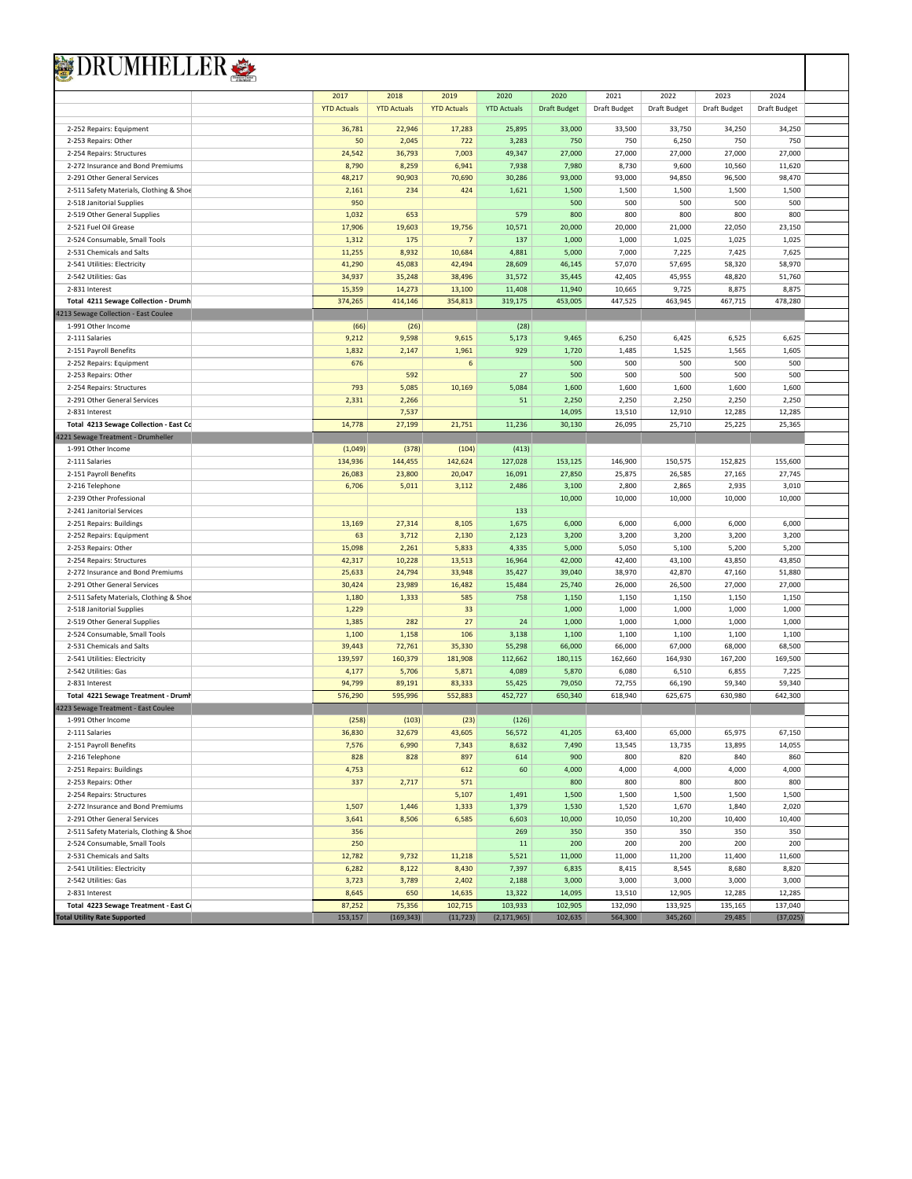# DRUMHELLER

| | 2017 | 2018 | 2019 | 2020 | 2020 | 2021 | 2022 | 2023 | 2024 |
|---|---|---|---|---|---|---|---|---|---|
| | YTD Actuals | YTD Actuals | YTD Actuals | YTD Actuals | Draft Budget | Draft Budget | Draft Budget | Draft Budget | Draft Budget |
| 2-252 Repairs: Equipment | 36,781 | 22,946 | 17,283 | 25,895 | 33,000 | 33,500 | 33,750 | 34,250 | 34,250 |
| 2-253 Repairs: Other | 50 | 2,045 | 722 | 3,283 | 750 | 750 | 6,250 | 750 | 750 |
| 2-254 Repairs: Structures | 24,542 | 36,793 | 7,003 | 49,347 | 27,000 | 27,000 | 27,000 | 27,000 | 27,000 |
| 2-272 Insurance and Bond Premiums | 8,790 | 8,259 | 6,941 | 7,938 | 7,980 | 8,730 | 9,600 | 10,560 | 11,620 |
| 2-291 Other General Services | 48,217 | 90,903 | 70,690 | 30,286 | 93,000 | 93,000 | 94,850 | 96,500 | 98,470 |
| 2-511 Safety Materials, Clothing & Shoe | 2,161 | 234 | 424 | 1,621 | 1,500 | 1,500 | 1,500 | 1,500 | 1,500 |
| 2-518 Janitorial Supplies | 950 | | | | 500 | 500 | 500 | 500 | 500 |
| 2-519 Other General Supplies | 1,032 | 653 | | 579 | 800 | 800 | 800 | 800 | 800 |
| 2-521 Fuel Oil Grease | 17,906 | 19,603 | 19,756 | 10,571 | 20,000 | 20,000 | 21,000 | 22,050 | 23,150 |
| 2-524 Consumable, Small Tools | 1,312 | 175 | 7 | 137 | 1,000 | 1,000 | 1,025 | 1,025 | 1,025 |
| 2-531 Chemicals and Salts | 11,255 | 8,932 | 10,684 | 4,881 | 5,000 | 7,000 | 7,225 | 7,425 | 7,625 |
| 2-541 Utilities: Electricity | 41,290 | 45,083 | 42,494 | 28,609 | 46,145 | 57,070 | 57,695 | 58,320 | 58,970 |
| 2-542 Utilities: Gas | 34,937 | 35,248 | 38,496 | 31,572 | 35,445 | 42,405 | 45,955 | 48,820 | 51,760 |
| 2-831 Interest | 15,359 | 14,273 | 13,100 | 11,408 | 11,940 | 10,665 | 9,725 | 8,875 | 8,875 |
| **Total 4211 Sewage Collection - Drumh** | 374,265 | 414,146 | 354,813 | 319,175 | 453,005 | 447,525 | 463,945 | 467,715 | 478,280 |
| 4213 Sewage Collection - East Coulee | | | | | | | | | |
| 1-991 Other Income | (66) | (26) | | (28) | | | | | |
| 2-111 Salaries | 9,212 | 9,598 | 9,615 | 5,173 | 9,465 | 6,250 | 6,425 | 6,525 | 6,625 |
| 2-151 Payroll Benefits | 1,832 | 2,147 | 1,961 | 929 | 1,720 | 1,485 | 1,525 | 1,565 | 1,605 |
| 2-252 Repairs: Equipment | 676 | | 6 | | 500 | 500 | 500 | 500 | 500 |
| 2-253 Repairs: Other | | 592 | | 27 | 500 | 500 | 500 | 500 | 500 |
| 2-254 Repairs: Structures | 793 | 5,085 | 10,169 | 5,084 | 1,600 | 1,600 | 1,600 | 1,600 | 1,600 |
| 2-291 Other General Services | 2,331 | 2,266 | | 51 | 2,250 | 2,250 | 2,250 | 2,250 | 2,250 |
| 2-831 Interest | | 7,537 | | | 14,095 | 13,510 | 12,910 | 12,285 | 12,285 |
| **Total 4213 Sewage Collection - East Co** | 14,778 | 27,199 | 21,751 | 11,236 | 30,130 | 26,095 | 25,710 | 25,225 | 25,365 |
| 4221 Sewage Treatment - Drumheller | | | | | | | | | |
| 1-991 Other Income | (1,049) | (378) | (104) | (413) | | | | | |
| 2-111 Salaries | 134,936 | 144,455 | 142,624 | 127,028 | 153,125 | 146,900 | 150,575 | 152,825 | 155,600 |
| 2-151 Payroll Benefits | 26,083 | 23,800 | 20,047 | 16,091 | 27,850 | 25,875 | 26,585 | 27,165 | 27,745 |
| 2-216 Telephone | 6,706 | 5,011 | 3,112 | 2,486 | 3,100 | 2,800 | 2,865 | 2,935 | 3,010 |
| 2-239 Other Professional | | | | | 10,000 | 10,000 | 10,000 | 10,000 | 10,000 |
| 2-241 Janitorial Services | | | | 133 | | | | | |
| 2-251 Repairs: Buildings | 13,169 | 27,314 | 8,105 | 1,675 | 6,000 | 6,000 | 6,000 | 6,000 | 6,000 |
| 2-252 Repairs: Equipment | 63 | 3,712 | 2,130 | 2,123 | 3,200 | 3,200 | 3,200 | 3,200 | 3,200 |
| 2-253 Repairs: Other | 15,098 | 2,261 | 5,833 | 4,335 | 5,000 | 5,050 | 5,100 | 5,200 | 5,200 |
| 2-254 Repairs: Structures | 42,317 | 10,228 | 13,513 | 16,964 | 42,000 | 42,400 | 43,100 | 43,850 | 43,850 |
| 2-272 Insurance and Bond Premiums | 25,633 | 24,794 | 33,948 | 35,427 | 39,040 | 38,970 | 42,870 | 47,160 | 51,880 |
| 2-291 Other General Services | 30,424 | 23,989 | 16,482 | 15,484 | 25,740 | 26,000 | 26,500 | 27,000 | 27,000 |
| 2-511 Safety Materials, Clothing & Shoe | 1,180 | 1,333 | 585 | 758 | 1,150 | 1,150 | 1,150 | 1,150 | 1,150 |
| 2-518 Janitorial Supplies | 1,229 | | 33 | | 1,000 | 1,000 | 1,000 | 1,000 | 1,000 |
| 2-519 Other General Supplies | 1,385 | 282 | 27 | 24 | 1,000 | 1,000 | 1,000 | 1,000 | 1,000 |
| 2-524 Consumable, Small Tools | 1,100 | 1,158 | 106 | 3,138 | 1,100 | 1,100 | 1,100 | 1,100 | 1,100 |
| 2-531 Chemicals and Salts | 39,443 | 72,761 | 35,330 | 55,298 | 66,000 | 66,000 | 67,000 | 68,000 | 68,500 |
| 2-541 Utilities: Electricity | 139,597 | 160,379 | 181,908 | 112,662 | 180,115 | 162,660 | 164,930 | 167,200 | 169,500 |
| 2-542 Utilities: Gas | 4,177 | 5,706 | 5,871 | 4,089 | 5,870 | 6,080 | 6,510 | 6,855 | 7,225 |
| 2-831 Interest | 94,799 | 89,191 | 83,333 | 55,425 | 79,050 | 72,755 | 66,190 | 59,340 | 59,340 |
| **Total 4221 Sewage Treatment - Drumh** | 576,290 | 595,996 | 552,883 | 452,727 | 650,340 | 618,940 | 625,675 | 630,980 | 642,300 |
| 4223 Sewage Treatment - East Coulee | | | | | | | | | |
| 1-991 Other Income | (258) | (103) | (23) | (126) | | | | | |
| 2-111 Salaries | 36,830 | 32,679 | 43,605 | 56,572 | 41,205 | 63,400 | 65,000 | 65,975 | 67,150 |
| 2-151 Payroll Benefits | 7,576 | 6,990 | 7,343 | 8,632 | 7,490 | 13,545 | 13,735 | 13,895 | 14,055 |
| 2-216 Telephone | 828 | 828 | 897 | 614 | 900 | 800 | 820 | 840 | 860 |
| 2-251 Repairs: Buildings | 4,753 | | 612 | 60 | 4,000 | 4,000 | 4,000 | 4,000 | 4,000 |
| 2-253 Repairs: Other | 337 | 2,717 | 571 | | 800 | 800 | 800 | 800 | 800 |
| 2-254 Repairs: Structures | | | 5,107 | 1,491 | 1,500 | 1,500 | 1,500 | 1,500 | 1,500 |
| 2-272 Insurance and Bond Premiums | 1,507 | 1,446 | 1,333 | 1,379 | 1,530 | 1,520 | 1,670 | 1,840 | 2,020 |
| 2-291 Other General Services | 3,641 | 8,506 | 6,585 | 6,603 | 10,000 | 10,050 | 10,200 | 10,400 | 10,400 |
| 2-511 Safety Materials, Clothing & Shoe | 356 | | | 269 | 350 | 350 | 350 | 350 | 350 |
| 2-524 Consumable, Small Tools | 250 | | | 11 | 200 | 200 | 200 | 200 | 200 |
| 2-531 Chemicals and Salts | 12,782 | 9,732 | 11,218 | 5,521 | 11,000 | 11,000 | 11,200 | 11,400 | 11,600 |
| 2-541 Utilities: Electricity | 6,282 | 8,122 | 8,430 | 7,397 | 6,835 | 8,415 | 8,545 | 8,680 | 8,820 |
| 2-542 Utilities: Gas | 3,723 | 3,789 | 2,402 | 2,188 | 3,000 | 3,000 | 3,000 | 3,000 | 3,000 |
| 2-831 Interest | 8,645 | 650 | 14,635 | 13,322 | 14,095 | 13,510 | 12,905 | 12,285 | 12,285 |
| **Total 4223 Sewage Treatment - East C** | 87,252 | 75,356 | 102,715 | 103,933 | 102,905 | 132,090 | 133,925 | 135,165 | 137,040 |
| **Total Utility Rate Supported** | 153,157 | (169,343) | (11,723) | (2,171,965) | 102,635 | 564,300 | 345,260 | 29,485 | (37,025) |